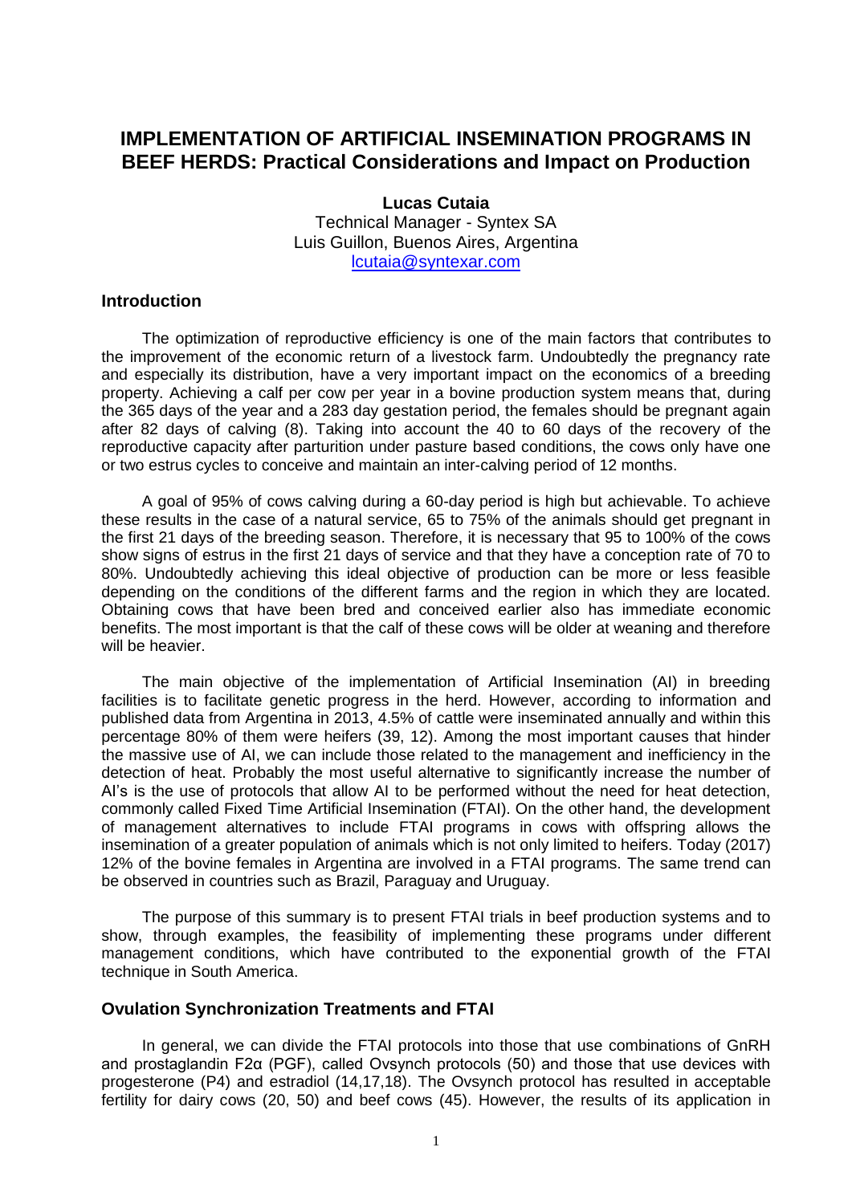# IMPLEMENTATION OF ARTIFICIAL INSEMINATION PROGRAMS IN BEEF HERDS: Practical Considerations and Impact on Production

**Lucas Cutaia**

Technical Manager - Syntex SA
Luis Guillon, Buenos Aires, Argentina
lcutaia@syntexar.com

## Introduction

The optimization of reproductive efficiency is one of the main factors that contributes to the improvement of the economic return of a livestock farm. Undoubtedly the pregnancy rate and especially its distribution, have a very important impact on the economics of a breeding property. Achieving a calf per cow per year in a bovine production system means that, during the 365 days of the year and a 283 day gestation period, the females should be pregnant again after 82 days of calving (8). Taking into account the 40 to 60 days of the recovery of the reproductive capacity after parturition under pasture based conditions, the cows only have one or two estrus cycles to conceive and maintain an inter-calving period of 12 months.

A goal of 95% of cows calving during a 60-day period is high but achievable. To achieve these results in the case of a natural service, 65 to 75% of the animals should get pregnant in the first 21 days of the breeding season. Therefore, it is necessary that 95 to 100% of the cows show signs of estrus in the first 21 days of service and that they have a conception rate of 70 to 80%. Undoubtedly achieving this ideal objective of production can be more or less feasible depending on the conditions of the different farms and the region in which they are located. Obtaining cows that have been bred and conceived earlier also has immediate economic benefits. The most important is that the calf of these cows will be older at weaning and therefore will be heavier.

The main objective of the implementation of Artificial Insemination (AI) in breeding facilities is to facilitate genetic progress in the herd. However, according to information and published data from Argentina in 2013, 4.5% of cattle were inseminated annually and within this percentage 80% of them were heifers (39, 12). Among the most important causes that hinder the massive use of AI, we can include those related to the management and inefficiency in the detection of heat. Probably the most useful alternative to significantly increase the number of AI's is the use of protocols that allow AI to be performed without the need for heat detection, commonly called Fixed Time Artificial Insemination (FTAI). On the other hand, the development of management alternatives to include FTAI programs in cows with offspring allows the insemination of a greater population of animals which is not only limited to heifers. Today (2017) 12% of the bovine females in Argentina are involved in a FTAI programs. The same trend can be observed in countries such as Brazil, Paraguay and Uruguay.

The purpose of this summary is to present FTAI trials in beef production systems and to show, through examples, the feasibility of implementing these programs under different management conditions, which have contributed to the exponential growth of the FTAI technique in South America.

## Ovulation Synchronization Treatments and FTAI

In general, we can divide the FTAI protocols into those that use combinations of GnRH and prostaglandin F2α (PGF), called Ovsynch protocols (50) and those that use devices with progesterone (P4) and estradiol (14,17,18). The Ovsynch protocol has resulted in acceptable fertility for dairy cows (20, 50) and beef cows (45). However, the results of its application in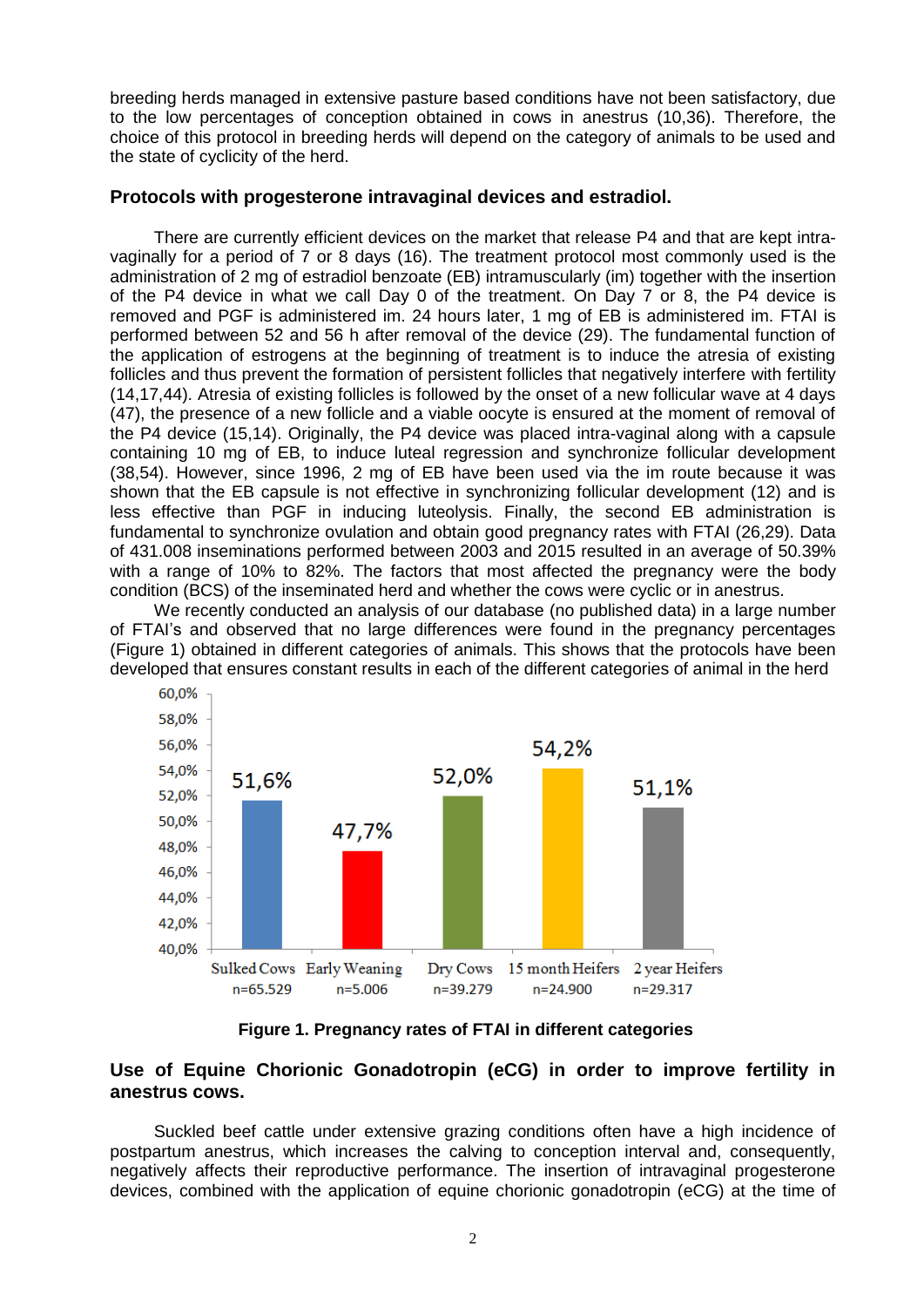breeding herds managed in extensive pasture based conditions have not been satisfactory, due to the low percentages of conception obtained in cows in anestrus (10,36). Therefore, the choice of this protocol in breeding herds will depend on the category of animals to be used and the state of cyclicity of the herd.

## Protocols with progesterone intravaginal devices and estradiol.

There are currently efficient devices on the market that release P4 and that are kept intra-vaginally for a period of 7 or 8 days (16). The treatment protocol most commonly used is the administration of 2 mg of estradiol benzoate (EB) intramuscularly (im) together with the insertion of the P4 device in what we call Day 0 of the treatment. On Day 7 or 8, the P4 device is removed and PGF is administered im. 24 hours later, 1 mg of EB is administered im. FTAI is performed between 52 and 56 h after removal of the device (29). The fundamental function of the application of estrogens at the beginning of treatment is to induce the atresia of existing follicles and thus prevent the formation of persistent follicles that negatively interfere with fertility (14,17,44). Atresia of existing follicles is followed by the onset of a new follicular wave at 4 days (47), the presence of a new follicle and a viable oocyte is ensured at the moment of removal of the P4 device (15,14). Originally, the P4 device was placed intra-vaginal along with a capsule containing 10 mg of EB, to induce luteal regression and synchronize follicular development (38,54). However, since 1996, 2 mg of EB have been used via the im route because it was shown that the EB capsule is not effective in synchronizing follicular development (12) and is less effective than PGF in inducing luteolysis. Finally, the second EB administration is fundamental to synchronize ovulation and obtain good pregnancy rates with FTAI (26,29). Data of 431.008 inseminations performed between 2003 and 2015 resulted in an average of 50.39% with a range of 10% to 82%. The factors that most affected the pregnancy were the body condition (BCS) of the inseminated herd and whether the cows were cyclic or in anestrus.

We recently conducted an analysis of our database (no published data) in a large number of FTAI's and observed that no large differences were found in the pregnancy percentages (Figure 1) obtained in different categories of animals. This shows that the protocols have been developed that ensures constant results in each of the different categories of animal in the herd

| Category | Sulked Cows | Early Weaning | Dry Cows | 15 month Heifers | 2 year Heifers |
|---|---|---|---|---|---|
| n | n=65.529 | n=5.006 | n=39.279 | n=24.900 | n=29.317 |
| Pregnancy rate | 51,6% | 47,7% | 52,0% | 54,2% | 51,1% |

**Figure 1. Pregnancy rates of FTAI in different categories**

## Use of Equine Chorionic Gonadotropin (eCG) in order to improve fertility in anestrus cows.

Suckled beef cattle under extensive grazing conditions often have a high incidence of postpartum anestrus, which increases the calving to conception interval and, consequently, negatively affects their reproductive performance. The insertion of intravaginal progesterone devices, combined with the application of equine chorionic gonadotropin (eCG) at the time of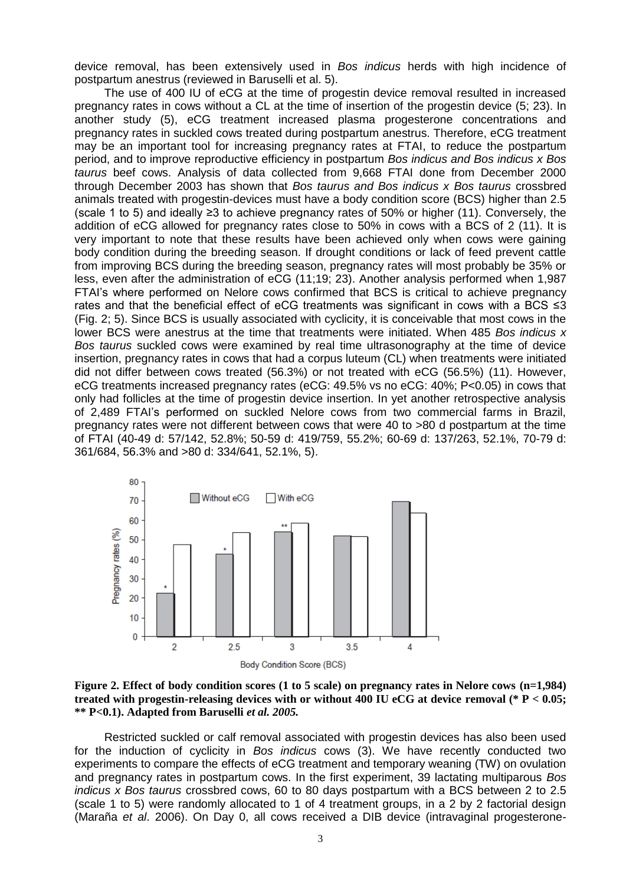device removal, has been extensively used in *Bos indicus* herds with high incidence of postpartum anestrus (reviewed in Baruselli et al. 5).

The use of 400 IU of eCG at the time of progestin device removal resulted in increased pregnancy rates in cows without a CL at the time of insertion of the progestin device (5; 23). In another study (5), eCG treatment increased plasma progesterone concentrations and pregnancy rates in suckled cows treated during postpartum anestrus. Therefore, eCG treatment may be an important tool for increasing pregnancy rates at FTAI, to reduce the postpartum period, and to improve reproductive efficiency in postpartum *Bos indicus and Bos indicus x Bos taurus* beef cows. Analysis of data collected from 9,668 FTAI done from December 2000 through December 2003 has shown that *Bos taurus and Bos indicus x Bos taurus* crossbred animals treated with progestin-devices must have a body condition score (BCS) higher than 2.5 (scale 1 to 5) and ideally ≥3 to achieve pregnancy rates of 50% or higher (11). Conversely, the addition of eCG allowed for pregnancy rates close to 50% in cows with a BCS of 2 (11). It is very important to note that these results have been achieved only when cows were gaining body condition during the breeding season. If drought conditions or lack of feed prevent cattle from improving BCS during the breeding season, pregnancy rates will most probably be 35% or less, even after the administration of eCG (11;19; 23). Another analysis performed when 1,987 FTAI's where performed on Nelore cows confirmed that BCS is critical to achieve pregnancy rates and that the beneficial effect of eCG treatments was significant in cows with a BCS ≤3 (Fig. 2; 5). Since BCS is usually associated with cyclicity, it is conceivable that most cows in the lower BCS were anestrus at the time that treatments were initiated. When 485 *Bos indicus x Bos taurus* suckled cows were examined by real time ultrasonography at the time of device insertion, pregnancy rates in cows that had a corpus luteum (CL) when treatments were initiated did not differ between cows treated (56.3%) or not treated with eCG (56.5%) (11). However, eCG treatments increased pregnancy rates (eCG: 49.5% vs no eCG: 40%; P<0.05) in cows that only had follicles at the time of progestin device insertion. In yet another retrospective analysis of 2,489 FTAI's performed on suckled Nelore cows from two commercial farms in Brazil, pregnancy rates were not different between cows that were 40 to >80 d postpartum at the time of FTAI (40-49 d: 57/142, 52.8%; 50-59 d: 419/759, 55.2%; 60-69 d: 137/263, 52.1%, 70-79 d: 361/684, 56.3% and >80 d: 334/641, 52.1%, 5).

**Figure 2. Effect of body condition scores (1 to 5 scale) on pregnancy rates in Nelore cows (n=1,984) treated with progestin-releasing devices with or without 400 IU eCG at device removal (* P < 0.05; ** P<0.1). Adapted from Baruselli *et al. 2005.***

Restricted suckled or calf removal associated with progestin devices has also been used for the induction of cyclicity in *Bos indicus* cows (3). We have recently conducted two experiments to compare the effects of eCG treatment and temporary weaning (TW) on ovulation and pregnancy rates in postpartum cows. In the first experiment, 39 lactating multiparous *Bos indicus x Bos taurus* crossbred cows, 60 to 80 days postpartum with a BCS between 2 to 2.5 (scale 1 to 5) were randomly allocated to 1 of 4 treatment groups, in a 2 by 2 factorial design (Maraña *et al*. 2006). On Day 0, all cows received a DIB device (intravaginal progesterone-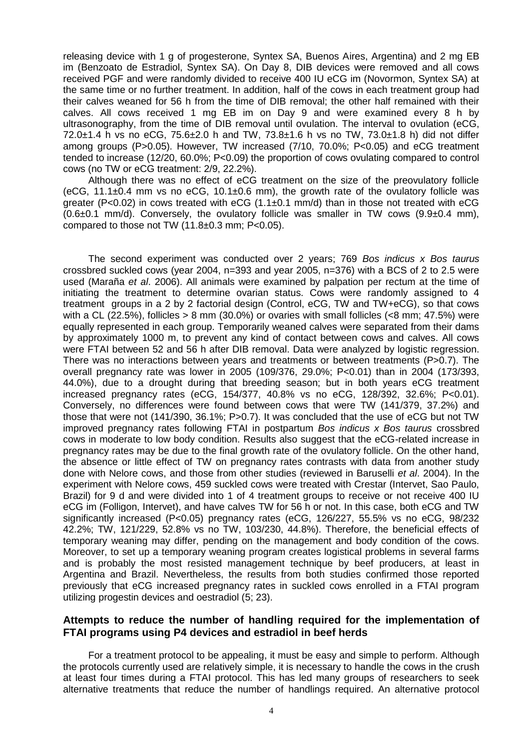releasing device with 1 g of progesterone, Syntex SA, Buenos Aires, Argentina) and 2 mg EB im (Benzoato de Estradiol, Syntex SA). On Day 8, DIB devices were removed and all cows received PGF and were randomly divided to receive 400 IU eCG im (Novormon, Syntex SA) at the same time or no further treatment. In addition, half of the cows in each treatment group had their calves weaned for 56 h from the time of DIB removal; the other half remained with their calves. All cows received 1 mg EB im on Day 9 and were examined every 8 h by ultrasonography, from the time of DIB removal until ovulation. The interval to ovulation (eCG, 72.0±1.4 h vs no eCG, 75.6±2.0 h and TW, 73.8±1.6 h vs no TW, 73.0±1.8 h) did not differ among groups ($P>0.05$). However, TW increased (7/10, 70.0%; $P<0.05$) and eCG treatment tended to increase (12/20, 60.0%; $P<0.09$) the proportion of cows ovulating compared to control cows (no TW or eCG treatment: 2/9, 22.2%).

Although there was no effect of eCG treatment on the size of the preovulatory follicle (eCG, 11.1±0.4 mm vs no eCG, 10.1±0.6 mm), the growth rate of the ovulatory follicle was greater ($P<0.02$) in cows treated with eCG (1.1±0.1 mm/d) than in those not treated with eCG (0.6±0.1 mm/d). Conversely, the ovulatory follicle was smaller in TW cows (9.9±0.4 mm), compared to those not TW (11.8±0.3 mm; $P<0.05$).

The second experiment was conducted over 2 years; 769 *Bos indicus x Bos taurus* crossbred suckled cows (year 2004, n=393 and year 2005, n=376) with a BCS of 2 to 2.5 were used (Maraña *et al*. 2006). All animals were examined by palpation per rectum at the time of initiating the treatment to determine ovarian status. Cows were randomly assigned to 4 treatment groups in a 2 by 2 factorial design (Control, eCG, TW and TW+eCG), so that cows with a CL (22.5%), follicles > 8 mm (30.0%) or ovaries with small follicles (<8 mm; 47.5%) were equally represented in each group. Temporarily weaned calves were separated from their dams by approximately 1000 m, to prevent any kind of contact between cows and calves. All cows were FTAI between 52 and 56 h after DIB removal. Data were analyzed by logistic regression. There was no interactions between years and treatments or between treatments ($P>0.7$). The overall pregnancy rate was lower in 2005 (109/376, 29.0%; $P<0.01$) than in 2004 (173/393, 44.0%), due to a drought during that breeding season; but in both years eCG treatment increased pregnancy rates (eCG, 154/377, 40.8% vs no eCG, 128/392, 32.6%; $P<0.01$). Conversely, no differences were found between cows that were TW (141/379, 37.2%) and those that were not (141/390, 36.1%; $P>0.7$). It was concluded that the use of eCG but not TW improved pregnancy rates following FTAI in postpartum *Bos indicus x Bos taurus* crossbred cows in moderate to low body condition. Results also suggest that the eCG-related increase in pregnancy rates may be due to the final growth rate of the ovulatory follicle. On the other hand, the absence or little effect of TW on pregnancy rates contrasts with data from another study done with Nelore cows, and those from other studies (reviewed in Baruselli *et al*. 2004). In the experiment with Nelore cows, 459 suckled cows were treated with Crestar (Intervet, Sao Paulo, Brazil) for 9 d and were divided into 1 of 4 treatment groups to receive or not receive 400 IU eCG im (Folligon, Intervet), and have calves TW for 56 h or not. In this case, both eCG and TW significantly increased ($P<0.05$) pregnancy rates (eCG, 126/227, 55.5% vs no eCG, 98/232 42.2%; TW, 121/229, 52.8% vs no TW, 103/230, 44.8%). Therefore, the beneficial effects of temporary weaning may differ, pending on the management and body condition of the cows. Moreover, to set up a temporary weaning program creates logistical problems in several farms and is probably the most resisted management technique by beef producers, at least in Argentina and Brazil. Nevertheless, the results from both studies confirmed those reported previously that eCG increased pregnancy rates in suckled cows enrolled in a FTAI program utilizing progestin devices and oestradiol (5; 23).

## Attempts to reduce the number of handling required for the implementation of FTAI programs using P4 devices and estradiol in beef herds

For a treatment protocol to be appealing, it must be easy and simple to perform. Although the protocols currently used are relatively simple, it is necessary to handle the cows in the crush at least four times during a FTAI protocol. This has led many groups of researchers to seek alternative treatments that reduce the number of handlings required. An alternative protocol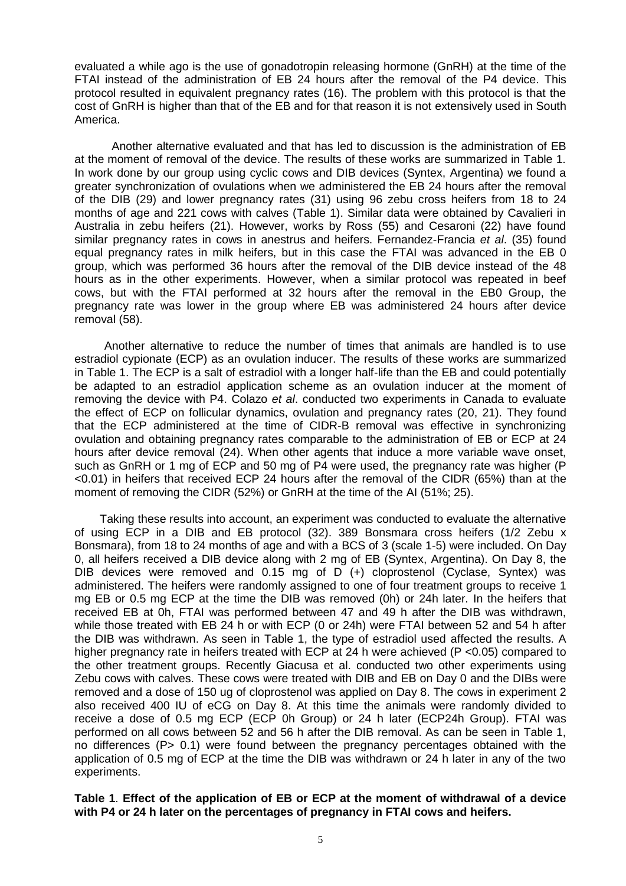evaluated a while ago is the use of gonadotropin releasing hormone (GnRH) at the time of the FTAI instead of the administration of EB 24 hours after the removal of the P4 device. This protocol resulted in equivalent pregnancy rates (16). The problem with this protocol is that the cost of GnRH is higher than that of the EB and for that reason it is not extensively used in South America.

Another alternative evaluated and that has led to discussion is the administration of EB at the moment of removal of the device. The results of these works are summarized in Table 1. In work done by our group using cyclic cows and DIB devices (Syntex, Argentina) we found a greater synchronization of ovulations when we administered the EB 24 hours after the removal of the DIB (29) and lower pregnancy rates (31) using 96 zebu cross heifers from 18 to 24 months of age and 221 cows with calves (Table 1). Similar data were obtained by Cavalieri in Australia in zebu heifers (21). However, works by Ross (55) and Cesaroni (22) have found similar pregnancy rates in cows in anestrus and heifers. Fernandez-Francia *et al*. (35) found equal pregnancy rates in milk heifers, but in this case the FTAI was advanced in the EB 0 group, which was performed 36 hours after the removal of the DIB device instead of the 48 hours as in the other experiments. However, when a similar protocol was repeated in beef cows, but with the FTAI performed at 32 hours after the removal in the EB0 Group, the pregnancy rate was lower in the group where EB was administered 24 hours after device removal (58).

Another alternative to reduce the number of times that animals are handled is to use estradiol cypionate (ECP) as an ovulation inducer. The results of these works are summarized in Table 1. The ECP is a salt of estradiol with a longer half-life than the EB and could potentially be adapted to an estradiol application scheme as an ovulation inducer at the moment of removing the device with P4. Colazo *et al*. conducted two experiments in Canada to evaluate the effect of ECP on follicular dynamics, ovulation and pregnancy rates (20, 21). They found that the ECP administered at the time of CIDR-B removal was effective in synchronizing ovulation and obtaining pregnancy rates comparable to the administration of EB or ECP at 24 hours after device removal (24). When other agents that induce a more variable wave onset, such as GnRH or 1 mg of ECP and 50 mg of P4 were used, the pregnancy rate was higher ($P < 0.01$) in heifers that received ECP 24 hours after the removal of the CIDR (65%) than at the moment of removing the CIDR (52%) or GnRH at the time of the AI (51%; 25).

Taking these results into account, an experiment was conducted to evaluate the alternative of using ECP in a DIB and EB protocol (32). 389 Bonsmara cross heifers (1/2 Zebu x Bonsmara), from 18 to 24 months of age and with a BCS of 3 (scale 1-5) were included. On Day 0, all heifers received a DIB device along with 2 mg of EB (Syntex, Argentina). On Day 8, the DIB devices were removed and 0.15 mg of D (+) cloprostenol (Cyclase, Syntex) was administered. The heifers were randomly assigned to one of four treatment groups to receive 1 mg EB or 0.5 mg ECP at the time the DIB was removed (0h) or 24h later. In the heifers that received EB at 0h, FTAI was performed between 47 and 49 h after the DIB was withdrawn, while those treated with EB 24 h or with ECP (0 or 24h) were FTAI between 52 and 54 h after the DIB was withdrawn. As seen in Table 1, the type of estradiol used affected the results. A higher pregnancy rate in heifers treated with ECP at 24 h were achieved ($P < 0.05$) compared to the other treatment groups. Recently Giacusa et al. conducted two other experiments using Zebu cows with calves. These cows were treated with DIB and EB on Day 0 and the DIBs were removed and a dose of 150 ug of cloprostenol was applied on Day 8. The cows in experiment 2 also received 400 IU of eCG on Day 8. At this time the animals were randomly divided to receive a dose of 0.5 mg ECP (ECP 0h Group) or 24 h later (ECP24h Group). FTAI was performed on all cows between 52 and 56 h after the DIB removal. As can be seen in Table 1, no differences ($P > 0.1$) were found between the pregnancy percentages obtained with the application of 0.5 mg of ECP at the time the DIB was withdrawn or 24 h later in any of the two experiments.

**Table 1**. **Effect of the application of EB or ECP at the moment of withdrawal of a device with P4 or 24 h later on the percentages of pregnancy in FTAI cows and heifers.**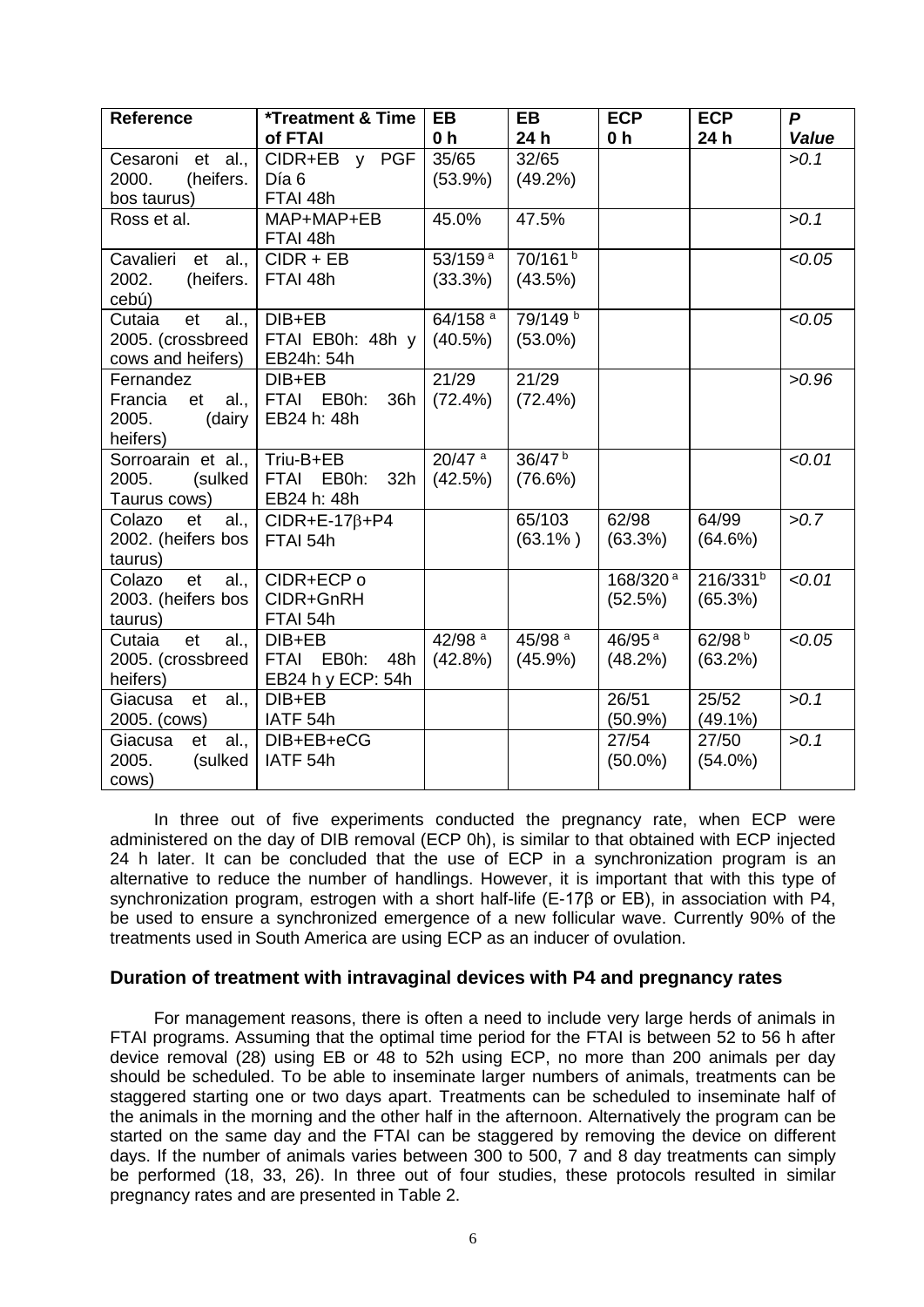| Reference | *Treatment & Time of FTAI | EB 0 h | EB 24 h | ECP 0 h | ECP 24 h | *P Value* |
|---|---|---|---|---|---|---|
| Cesaroni et al., 2000. (heifers. bos taurus) | CIDR+EB y PGF Día 6 FTAI 48h | 35/65 (53.9%) | 32/65 (49.2%) | | | *>0.1* |
| Ross et al. | MAP+MAP+EB FTAI 48h | 45.0% | 47.5% | | | *>0.1* |
| Cavalieri et al., 2002. (heifers. cebú) | CIDR + EB FTAI 48h | 53/159 [a] (33.3%) | 70/161 [b] (43.5%) | | | *<0.05* |
| Cutaia et al., 2005. (crossbreed cows and heifers) | DIB+EB FTAI EB0h: 48h y EB24h: 54h | 64/158 [a] (40.5%) | 79/149 [b] (53.0%) | | | *<0.05* |
| Fernandez Francia et al., 2005. (dairy heifers) | DIB+EB FTAI EB0h: 36h EB24 h: 48h | 21/29 (72.4%) | 21/29 (72.4%) | | | *>0.96* |
| Sorroarain et al., 2005. (sulked Taurus cows) | Triu-B+EB FTAI EB0h: 32h EB24 h: 48h | 20/47 [a] (42.5%) | 36/47 [b] (76.6%) | | | *<0.01* |
| Colazo et al., 2002. (heifers bos taurus) | CIDR+E-17β+P4 FTAI 54h | | 65/103 (63.1% ) | 62/98 (63.3%) | 64/99 (64.6%) | *>0.7* |
| Colazo et al., 2003. (heifers bos taurus) | CIDR+ECP o CIDR+GnRH FTAI 54h | | | 168/320 [a] (52.5%) | 216/331[b] (65.3%) | *<0.01* |
| Cutaia et al., 2005. (crossbreed heifers) | DIB+EB FTAI EB0h: 48h EB24 h y ECP: 54h | 42/98 [a] (42.8%) | 45/98 [a] (45.9%) | 46/95 [a] (48.2%) | 62/98 [b] (63.2%) | *<0.05* |
| Giacusa et al., 2005. (cows) | DIB+EB IATF 54h | | | 26/51 (50.9%) | 25/52 (49.1%) | *>0.1* |
| Giacusa et al., 2005. (sulked cows) | DIB+EB+eCG IATF 54h | | | 27/54 (50.0%) | 27/50 (54.0%) | *>0.1* |

In three out of five experiments conducted the pregnancy rate, when ECP were administered on the day of DIB removal (ECP 0h), is similar to that obtained with ECP injected 24 h later. It can be concluded that the use of ECP in a synchronization program is an alternative to reduce the number of handlings. However, it is important that with this type of synchronization program, estrogen with a short half-life (E-17β or EB), in association with P4, be used to ensure a synchronized emergence of a new follicular wave. Currently 90% of the treatments used in South America are using ECP as an inducer of ovulation.

## Duration of treatment with intravaginal devices with P4 and pregnancy rates

For management reasons, there is often a need to include very large herds of animals in FTAI programs. Assuming that the optimal time period for the FTAI is between 52 to 56 h after device removal (28) using EB or 48 to 52h using ECP, no more than 200 animals per day should be scheduled. To be able to inseminate larger numbers of animals, treatments can be staggered starting one or two days apart. Treatments can be scheduled to inseminate half of the animals in the morning and the other half in the afternoon. Alternatively the program can be started on the same day and the FTAI can be staggered by removing the device on different days. If the number of animals varies between 300 to 500, 7 and 8 day treatments can simply be performed (18, 33, 26). In three out of four studies, these protocols resulted in similar pregnancy rates and are presented in Table 2.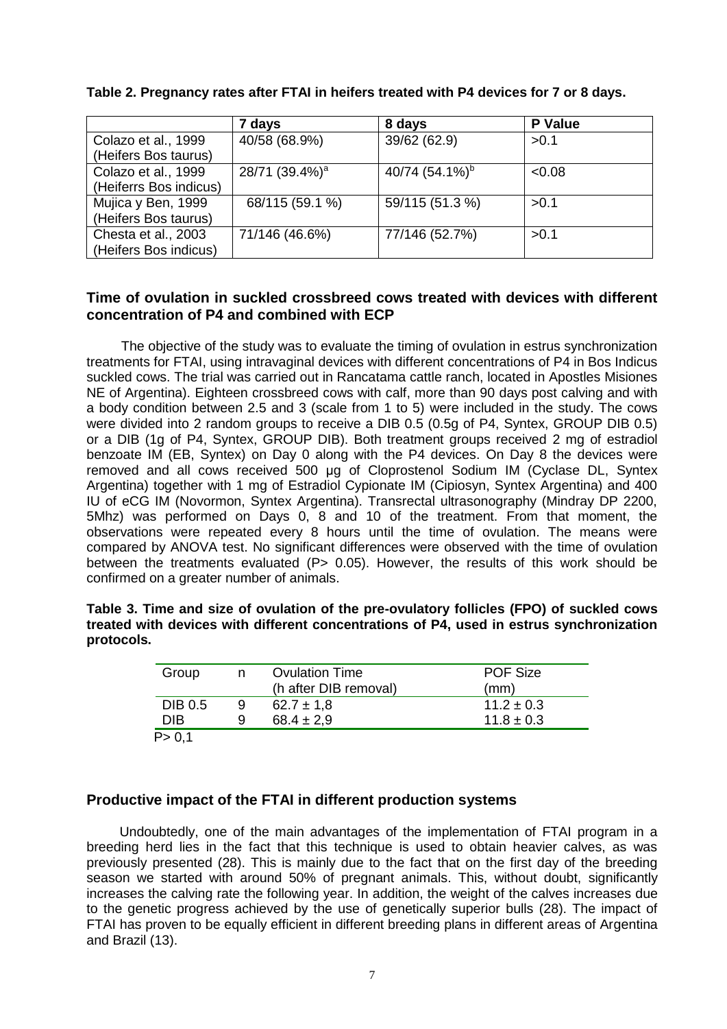**Table 2. Pregnancy rates after FTAI in heifers treated with P4 devices for 7 or 8 days.**

| | 7 days | 8 days | P Value |
|---|---|---|---|
| Colazo et al., 1999 (Heifers Bos taurus) | 40/58 (68.9%) | 39/62 (62.9) | >0.1 |
| Colazo et al., 1999 (Heiferrs Bos indicus) | 28/71 (39.4%)[a] | 40/74 (54.1%)[b] | <0.08 |
| Mujica y Ben, 1999 (Heifers Bos taurus) | 68/115 (59.1 %) | 59/115 (51.3 %) | >0.1 |
| Chesta et al., 2003 (Heifers Bos indicus) | 71/146 (46.6%) | 77/146 (52.7%) | >0.1 |

## Time of ovulation in suckled crossbreed cows treated with devices with different concentration of P4 and combined with ECP

The objective of the study was to evaluate the timing of ovulation in estrus synchronization treatments for FTAI, using intravaginal devices with different concentrations of P4 in Bos Indicus suckled cows. The trial was carried out in Rancatama cattle ranch, located in Apostles Misiones NE of Argentina). Eighteen crossbreed cows with calf, more than 90 days post calving and with a body condition between 2.5 and 3 (scale from 1 to 5) were included in the study. The cows were divided into 2 random groups to receive a DIB 0.5 (0.5g of P4, Syntex, GROUP DIB 0.5) or a DIB (1g of P4, Syntex, GROUP DIB). Both treatment groups received 2 mg of estradiol benzoate IM (EB, Syntex) on Day 0 along with the P4 devices. On Day 8 the devices were removed and all cows received 500 µg of Cloprostenol Sodium IM (Cyclase DL, Syntex Argentina) together with 1 mg of Estradiol Cypionate IM (Cipiosyn, Syntex Argentina) and 400 IU of eCG IM (Novormon, Syntex Argentina). Transrectal ultrasonography (Mindray DP 2200, 5Mhz) was performed on Days 0, 8 and 10 of the treatment. From that moment, the observations were repeated every 8 hours until the time of ovulation. The means were compared by ANOVA test. No significant differences were observed with the time of ovulation between the treatments evaluated (P> 0.05). However, the results of this work should be confirmed on a greater number of animals.

**Table 3. Time and size of ovulation of the pre-ovulatory follicles (FPO) of suckled cows treated with devices with different concentrations of P4, used in estrus synchronization protocols.**

| Group | n | Ovulation Time (h after DIB removal) | POF Size (mm) |
|---|---|---|---|
| DIB 0.5 | 9 | 62.7 ± 1,8 | 11.2 ± 0.3 |
| DIB | 9 | 68.4 ± 2,9 | 11.8 ± 0.3 |

P> 0,1

## Productive impact of the FTAI in different production systems

Undoubtedly, one of the main advantages of the implementation of FTAI program in a breeding herd lies in the fact that this technique is used to obtain heavier calves, as was previously presented (28). This is mainly due to the fact that on the first day of the breeding season we started with around 50% of pregnant animals. This, without doubt, significantly increases the calving rate the following year. In addition, the weight of the calves increases due to the genetic progress achieved by the use of genetically superior bulls (28). The impact of FTAI has proven to be equally efficient in different breeding plans in different areas of Argentina and Brazil (13).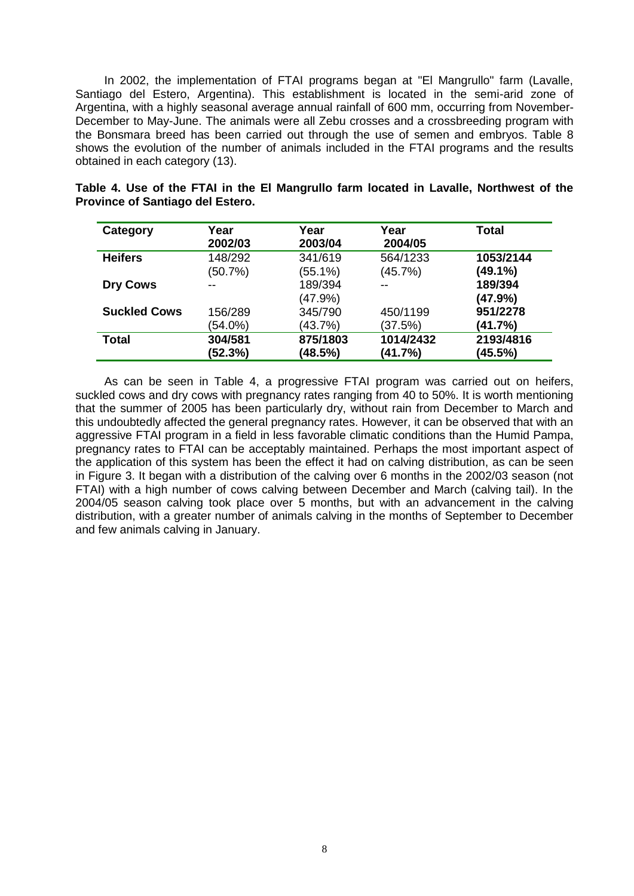In 2002, the implementation of FTAI programs began at "El Mangrullo" farm (Lavalle, Santiago del Estero, Argentina). This establishment is located in the semi-arid zone of Argentina, with a highly seasonal average annual rainfall of 600 mm, occurring from November-December to May-June. The animals were all Zebu crosses and a crossbreeding program with the Bonsmara breed has been carried out through the use of semen and embryos. Table 8 shows the evolution of the number of animals included in the FTAI programs and the results obtained in each category (13).

**Table 4. Use of the FTAI in the El Mangrullo farm located in Lavalle, Northwest of the Province of Santiago del Estero.**

| Category | Year 2002/03 | Year 2003/04 | Year 2004/05 | Total |
|---|---|---|---|---|
| **Heifers** | 148/292 (50.7%) | 341/619 (55.1%) | 564/1233 (45.7%) | **1053/2144 (49.1%)** |
| **Dry Cows** | -- | 189/394 (47.9%) | -- | **189/394 (47.9%)** |
| **Suckled Cows** | 156/289 (54.0%) | 345/790 (43.7%) | 450/1199 (37.5%) | **951/2278 (41.7%)** |
| **Total** | **304/581 (52.3%)** | **875/1803 (48.5%)** | **1014/2432 (41.7%)** | **2193/4816 (45.5%)** |

As can be seen in Table 4, a progressive FTAI program was carried out on heifers, suckled cows and dry cows with pregnancy rates ranging from 40 to 50%. It is worth mentioning that the summer of 2005 has been particularly dry, without rain from December to March and this undoubtedly affected the general pregnancy rates. However, it can be observed that with an aggressive FTAI program in a field in less favorable climatic conditions than the Humid Pampa, pregnancy rates to FTAI can be acceptably maintained. Perhaps the most important aspect of the application of this system has been the effect it had on calving distribution, as can be seen in Figure 3. It began with a distribution of the calving over 6 months in the 2002/03 season (not FTAI) with a high number of cows calving between December and March (calving tail). In the 2004/05 season calving took place over 5 months, but with an advancement in the calving distribution, with a greater number of animals calving in the months of September to December and few animals calving in January.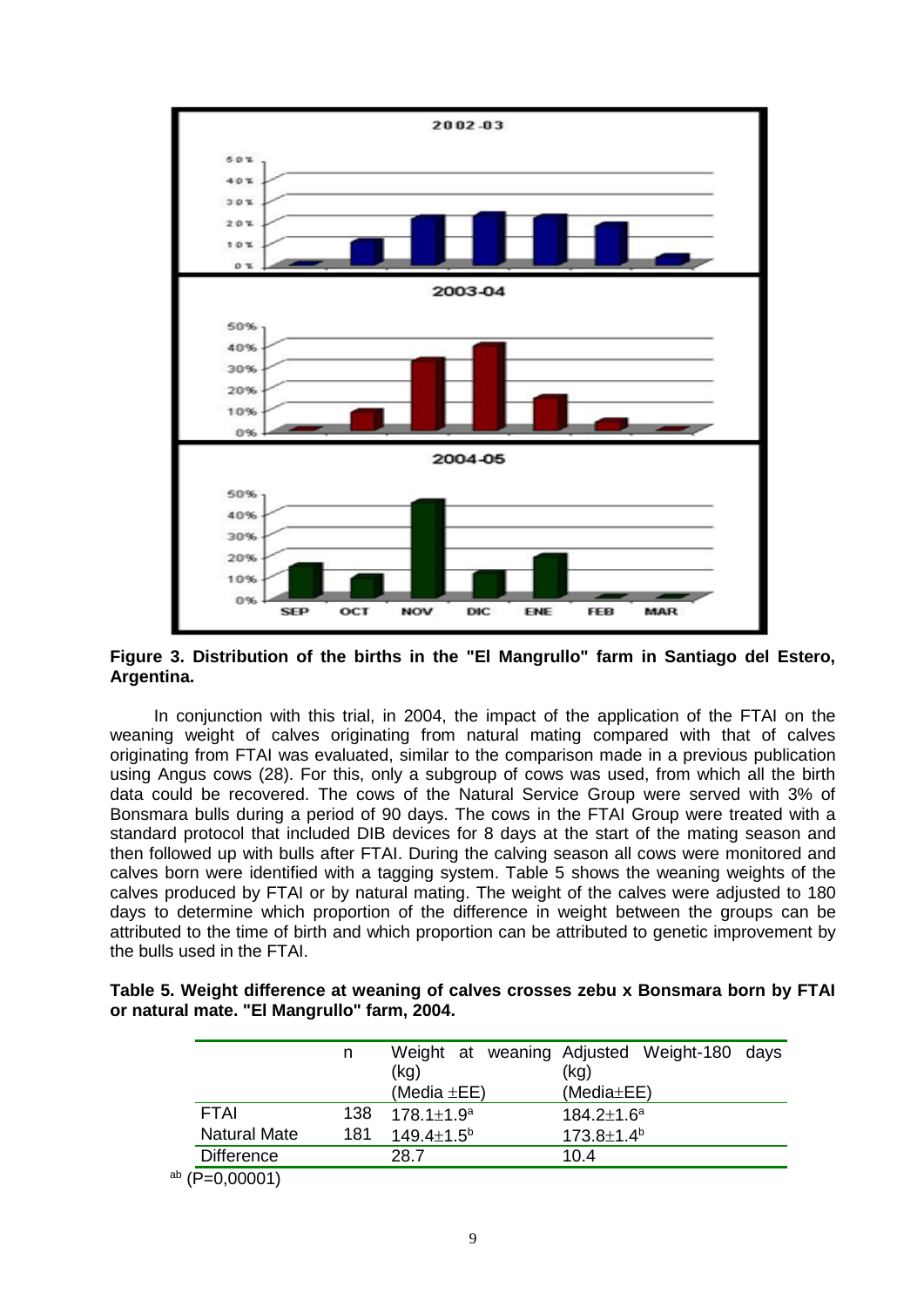**Figure 3. Distribution of the births in the "El Mangrullo" farm in Santiago del Estero, Argentina.**

In conjunction with this trial, in 2004, the impact of the application of the FTAI on the weaning weight of calves originating from natural mating compared with that of calves originating from FTAI was evaluated, similar to the comparison made in a previous publication using Angus cows (28). For this, only a subgroup of cows was used, from which all the birth data could be recovered. The cows of the Natural Service Group were served with 3% of Bonsmara bulls during a period of 90 days. The cows in the FTAI Group were treated with a standard protocol that included DIB devices for 8 days at the start of the mating season and then followed up with bulls after FTAI. During the calving season all cows were monitored and calves born were identified with a tagging system. Table 5 shows the weaning weights of the calves produced by FTAI or by natural mating. The weight of the calves were adjusted to 180 days to determine which proportion of the difference in weight between the groups can be attributed to the time of birth and which proportion can be attributed to genetic improvement by the bulls used in the FTAI.

**Table 5. Weight difference at weaning of calves crosses zebu x Bonsmara born by FTAI or natural mate. "El Mangrullo" farm, 2004.**

| | n | Weight at weaning (kg) (Media ±EE) | Adjusted Weight-180 days (kg) (Media±EE) |
|---|---|---|---|
| FTAI | 138 | $178.1 \pm 1.9^{a}$ | $184.2 \pm 1.6^{a}$ |
| Natural Mate | 181 | $149.4 \pm 1.5^{b}$ | $173.8 \pm 1.4^{b}$ |
| Difference | | 28.7 | 10.4 |

[ab] (P=0,00001)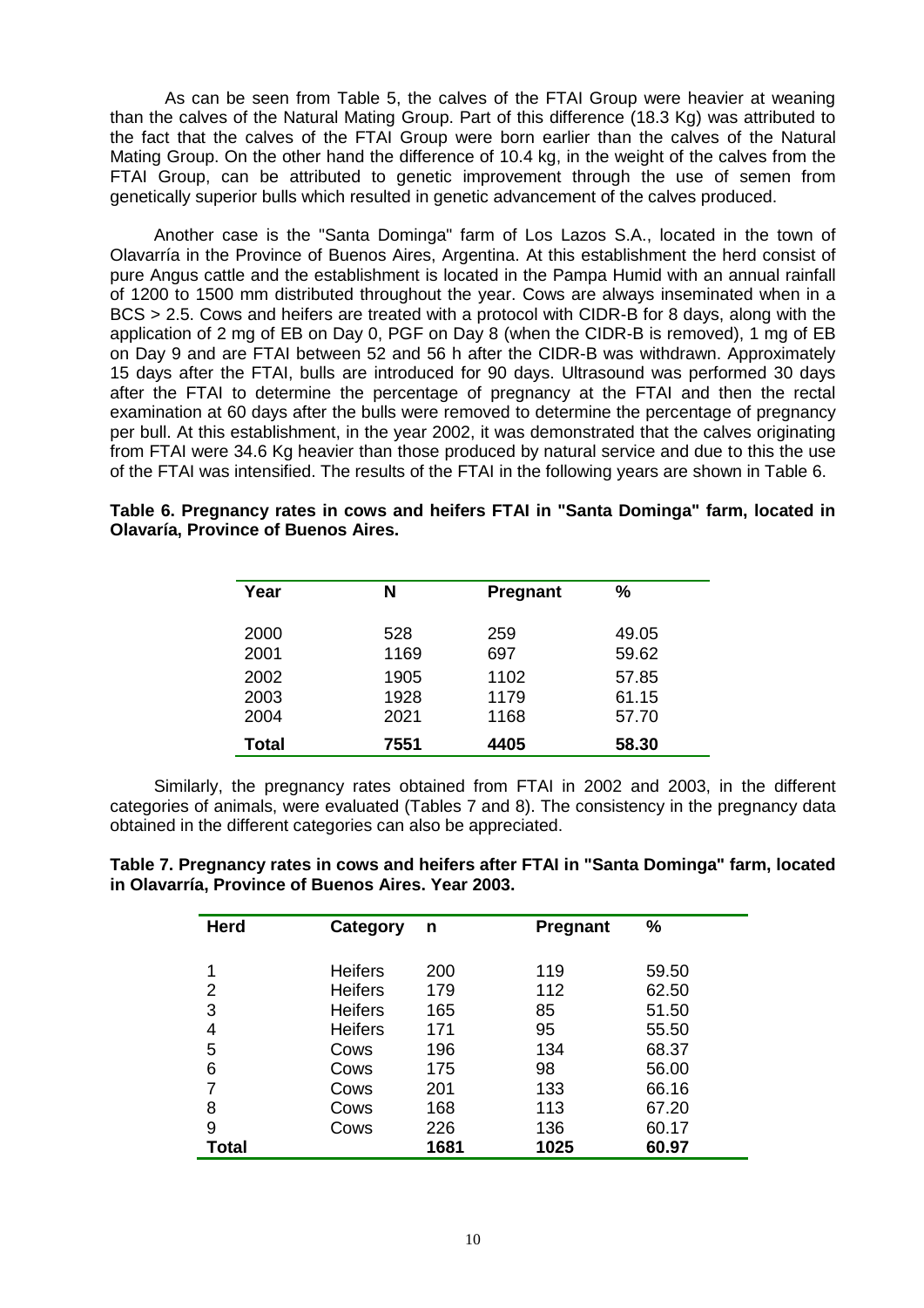As can be seen from Table 5, the calves of the FTAI Group were heavier at weaning than the calves of the Natural Mating Group. Part of this difference (18.3 Kg) was attributed to the fact that the calves of the FTAI Group were born earlier than the calves of the Natural Mating Group. On the other hand the difference of 10.4 kg, in the weight of the calves from the FTAI Group, can be attributed to genetic improvement through the use of semen from genetically superior bulls which resulted in genetic advancement of the calves produced.

Another case is the "Santa Dominga" farm of Los Lazos S.A., located in the town of Olavarría in the Province of Buenos Aires, Argentina. At this establishment the herd consist of pure Angus cattle and the establishment is located in the Pampa Humid with an annual rainfall of 1200 to 1500 mm distributed throughout the year. Cows are always inseminated when in a BCS > 2.5. Cows and heifers are treated with a protocol with CIDR-B for 8 days, along with the application of 2 mg of EB on Day 0, PGF on Day 8 (when the CIDR-B is removed), 1 mg of EB on Day 9 and are FTAI between 52 and 56 h after the CIDR-B was withdrawn. Approximately 15 days after the FTAI, bulls are introduced for 90 days. Ultrasound was performed 30 days after the FTAI to determine the percentage of pregnancy at the FTAI and then the rectal examination at 60 days after the bulls were removed to determine the percentage of pregnancy per bull. At this establishment, in the year 2002, it was demonstrated that the calves originating from FTAI were 34.6 Kg heavier than those produced by natural service and due to this the use of the FTAI was intensified. The results of the FTAI in the following years are shown in Table 6.

**Table 6. Pregnancy rates in cows and heifers FTAI in "Santa Dominga" farm, located in Olavaría, Province of Buenos Aires.**

| Year | N | Pregnant | % |
|---|---|---|---|
| 2000 | 528 | 259 | 49.05 |
| 2001 | 1169 | 697 | 59.62 |
| 2002 | 1905 | 1102 | 57.85 |
| 2003 | 1928 | 1179 | 61.15 |
| 2004 | 2021 | 1168 | 57.70 |
| **Total** | **7551** | **4405** | **58.30** |

Similarly, the pregnancy rates obtained from FTAI in 2002 and 2003, in the different categories of animals, were evaluated (Tables 7 and 8). The consistency in the pregnancy data obtained in the different categories can also be appreciated.

**Table 7. Pregnancy rates in cows and heifers after FTAI in "Santa Dominga" farm, located in Olavarría, Province of Buenos Aires. Year 2003.**

| Herd | Category | n | Pregnant | % |
|---|---|---|---|---|
| 1 | Heifers | 200 | 119 | 59.50 |
| 2 | Heifers | 179 | 112 | 62.50 |
| 3 | Heifers | 165 | 85 | 51.50 |
| 4 | Heifers | 171 | 95 | 55.50 |
| 5 | Cows | 196 | 134 | 68.37 |
| 6 | Cows | 175 | 98 | 56.00 |
| 7 | Cows | 201 | 133 | 66.16 |
| 8 | Cows | 168 | 113 | 67.20 |
| 9 | Cows | 226 | 136 | 60.17 |
| **Total** | | **1681** | **1025** | **60.97** |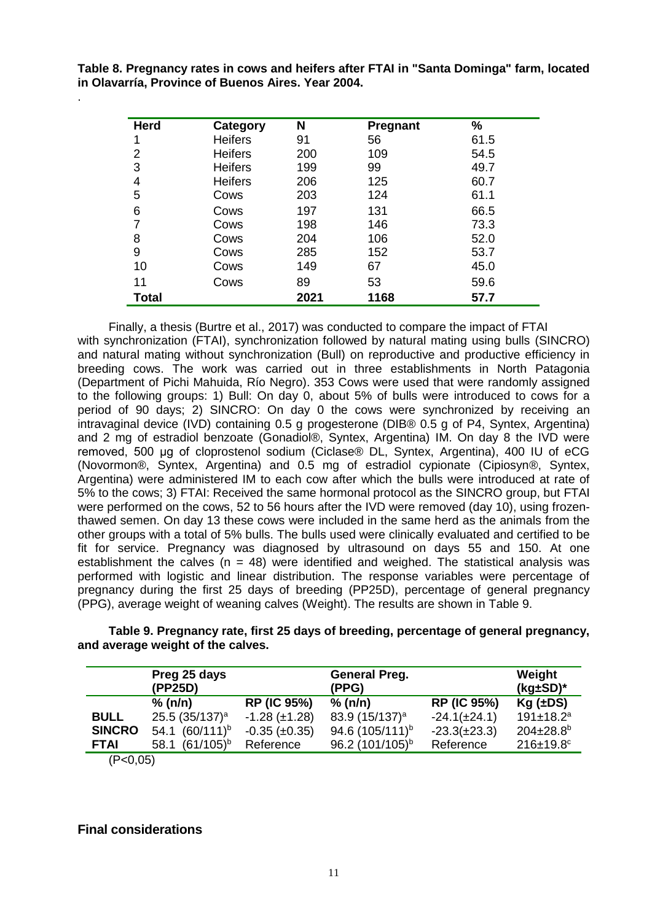**Table 8. Pregnancy rates in cows and heifers after FTAI in "Santa Dominga" farm, located in Olavarría, Province of Buenos Aires. Year 2004.**

.

| Herd | Category | N | Pregnant | % |
|---|---|---|---|---|
| 1 | Heifers | 91 | 56 | 61.5 |
| 2 | Heifers | 200 | 109 | 54.5 |
| 3 | Heifers | 199 | 99 | 49.7 |
| 4 | Heifers | 206 | 125 | 60.7 |
| 5 | Cows | 203 | 124 | 61.1 |
| 6 | Cows | 197 | 131 | 66.5 |
| 7 | Cows | 198 | 146 | 73.3 |
| 8 | Cows | 204 | 106 | 52.0 |
| 9 | Cows | 285 | 152 | 53.7 |
| 10 | Cows | 149 | 67 | 45.0 |
| 11 | Cows | 89 | 53 | 59.6 |
| **Total** | | **2021** | **1168** | **57.7** |

Finally, a thesis (Burtre et al., 2017) was conducted to compare the impact of FTAI with synchronization (FTAI), synchronization followed by natural mating using bulls (SINCRO) and natural mating without synchronization (Bull) on reproductive and productive efficiency in breeding cows. The work was carried out in three establishments in North Patagonia (Department of Pichi Mahuida, Río Negro). 353 Cows were used that were randomly assigned to the following groups: 1) Bull: On day 0, about 5% of bulls were introduced to cows for a period of 90 days; 2) SINCRO: On day 0 the cows were synchronized by receiving an intravaginal device (IVD) containing 0.5 g progesterone (DIB® 0.5 g of P4, Syntex, Argentina) and 2 mg of estradiol benzoate (Gonadiol®, Syntex, Argentina) IM. On day 8 the IVD were removed, 500 µg of cloprostenol sodium (Ciclase® DL, Syntex, Argentina), 400 IU of eCG (Novormon®, Syntex, Argentina) and 0.5 mg of estradiol cypionate (Cipiosyn®, Syntex, Argentina) were administered IM to each cow after which the bulls were introduced at rate of 5% to the cows; 3) FTAI: Received the same hormonal protocol as the SINCRO group, but FTAI were performed on the cows, 52 to 56 hours after the IVD were removed (day 10), using frozen-thawed semen. On day 13 these cows were included in the same herd as the animals from the other groups with a total of 5% bulls. The bulls used were clinically evaluated and certified to be fit for service. Pregnancy was diagnosed by ultrasound on days 55 and 150. At one establishment the calves (n = 48) were identified and weighed. The statistical analysis was performed with logistic and linear distribution. The response variables were percentage of pregnancy during the first 25 days of breeding (PP25D), percentage of general pregnancy (PPG), average weight of weaning calves (Weight). The results are shown in Table 9.

**Table 9. Pregnancy rate, first 25 days of breeding, percentage of general pregnancy, and average weight of the calves.**

| | Preg 25 days (PP25D) | | General Preg. (PPG) | | Weight (kg±SD)* |
|---|---|---|---|---|---|
| | % (n/n) | RP (IC 95%) | % (n/n) | RP (IC 95%) | Kg (±DS) |
| **BULL** | 25.5 (35/137)[a] | -1.28 (±1.28) | 83.9 (15/137)[a] | -24.1(±24.1) | 191±18.2[a] |
| **SINCRO** | 54.1 (60/111)[b] | -0.35 (±0.35) | 94.6 (105/111)[b] | -23.3(±23.3) | 204±28.8[b] |
| **FTAI** | 58.1 (61/105)[b] | Reference | 96.2 (101/105)[b] | Reference | 216±19.8[c] |

(P<0,05)

## Final considerations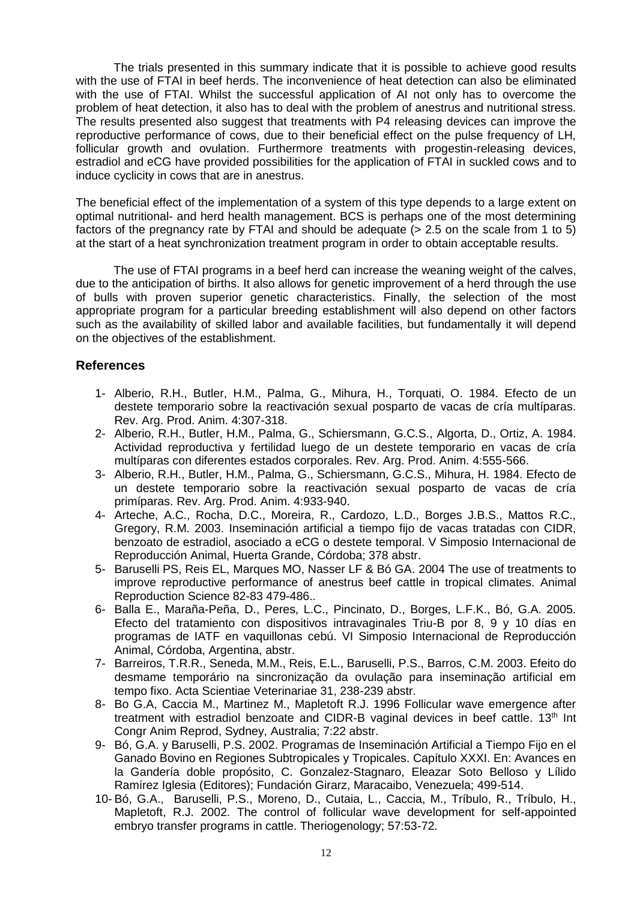The trials presented in this summary indicate that it is possible to achieve good results with the use of FTAI in beef herds. The inconvenience of heat detection can also be eliminated with the use of FTAI. Whilst the successful application of AI not only has to overcome the problem of heat detection, it also has to deal with the problem of anestrus and nutritional stress. The results presented also suggest that treatments with P4 releasing devices can improve the reproductive performance of cows, due to their beneficial effect on the pulse frequency of LH, follicular growth and ovulation. Furthermore treatments with progestin-releasing devices, estradiol and eCG have provided possibilities for the application of FTAI in suckled cows and to induce cyclicity in cows that are in anestrus.

The beneficial effect of the implementation of a system of this type depends to a large extent on optimal nutritional- and herd health management. BCS is perhaps one of the most determining factors of the pregnancy rate by FTAI and should be adequate (> 2.5 on the scale from 1 to 5) at the start of a heat synchronization treatment program in order to obtain acceptable results.

The use of FTAI programs in a beef herd can increase the weaning weight of the calves, due to the anticipation of births. It also allows for genetic improvement of a herd through the use of bulls with proven superior genetic characteristics. Finally, the selection of the most appropriate program for a particular breeding establishment will also depend on other factors such as the availability of skilled labor and available facilities, but fundamentally it will depend on the objectives of the establishment.

## References

1- Alberio, R.H., Butler, H.M., Palma, G., Mihura, H., Torquati, O. 1984. Efecto de un destete temporario sobre la reactivación sexual posparto de vacas de cría multíparas. Rev. Arg. Prod. Anim. 4:307-318.

2- Alberio, R.H., Butler, H.M., Palma, G., Schiersmann, G.C.S., Algorta, D., Ortiz, A. 1984. Actividad reproductiva y fertilidad luego de un destete temporario en vacas de cría multíparas con diferentes estados corporales. Rev. Arg. Prod. Anim. 4:555-566.

3- Alberio, R.H., Butler, H.M., Palma, G., Schiersmann, G.C.S., Mihura, H. 1984. Efecto de un destete temporario sobre la reactivación sexual posparto de vacas de cría primíparas. Rev. Arg. Prod. Anim. 4:933-940.

4- Arteche, A.C., Rocha, D.C., Moreira, R., Cardozo, L.D., Borges J.B.S., Mattos R.C., Gregory, R.M. 2003. Inseminación artificial a tiempo fijo de vacas tratadas con CIDR, benzoato de estradiol, asociado a eCG o destete temporal. V Simposio Internacional de Reproducción Animal, Huerta Grande, Córdoba; 378 abstr.

5- Baruselli PS, Reis EL, Marques MO, Nasser LF & Bó GA. 2004 The use of treatments to improve reproductive performance of anestrus beef cattle in tropical climates. Animal Reproduction Science 82-83 479-486..

6- Balla E., Maraña-Peña, D., Peres, L.C., Pincinato, D., Borges, L.F.K., Bó, G.A. 2005. Efecto del tratamiento con dispositivos intravaginales Triu-B por 8, 9 y 10 días en programas de IATF en vaquillonas cebú. VI Simposio Internacional de Reproducción Animal, Córdoba, Argentina, abstr.

7- Barreiros, T.R.R., Seneda, M.M., Reis, E.L., Baruselli, P.S., Barros, C.M. 2003. Efeito do desmame temporário na sincronização da ovulação para inseminação artificial em tempo fixo. Acta Scientiae Veterinariae 31, 238-239 abstr.

8- Bo G.A, Caccia M., Martinez M., Mapletoft R.J. 1996 Follicular wave emergence after treatment with estradiol benzoate and CIDR-B vaginal devices in beef cattle. 13th Int Congr Anim Reprod, Sydney, Australia; 7:22 abstr.

9- Bó, G.A. y Baruselli, P.S. 2002. Programas de Inseminación Artificial a Tiempo Fijo en el Ganado Bovino en Regiones Subtropicales y Tropicales. Capítulo XXXI. En: Avances en la Gandería doble propósito, C. Gonzalez-Stagnaro, Eleazar Soto Belloso y Lílido Ramírez Iglesia (Editores); Fundación Girarz, Maracaibo, Venezuela; 499-514.

10- Bó, G.A., Baruselli, P.S., Moreno, D., Cutaia, L., Caccia, M., Tríbulo, R., Tríbulo, H., Mapletoft, R.J. 2002. The control of follicular wave development for self-appointed embryo transfer programs in cattle. Theriogenology; 57:53-72.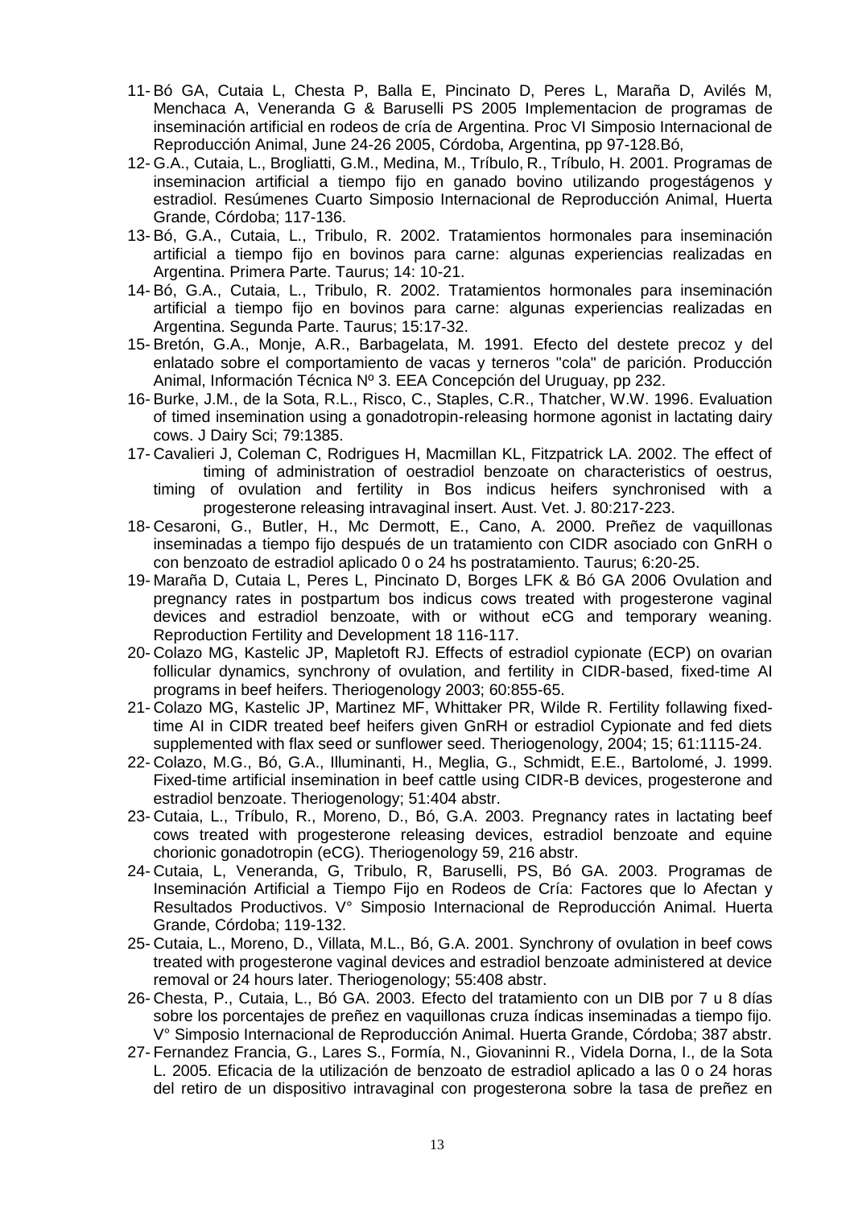11- Bó GA, Cutaia L, Chesta P, Balla E, Pincinato D, Peres L, Maraña D, Avilés M, Menchaca A, Veneranda G & Baruselli PS 2005 Implementacion de programas de inseminación artificial en rodeos de cría de Argentina. Proc VI Simposio Internacional de Reproducción Animal, June 24-26 2005, Córdoba, Argentina, pp 97-128.Bó,

12- G.A., Cutaia, L., Brogliatti, G.M., Medina, M., Tríbulo, R., Tríbulo, H. 2001. Programas de inseminacion artificial a tiempo fijo en ganado bovino utilizando progestágenos y estradiol. Resúmenes Cuarto Simposio Internacional de Reproducción Animal, Huerta Grande, Córdoba; 117-136.

13- Bó, G.A., Cutaia, L., Tribulo, R. 2002. Tratamientos hormonales para inseminación artificial a tiempo fijo en bovinos para carne: algunas experiencias realizadas en Argentina. Primera Parte. Taurus; 14: 10-21.

14- Bó, G.A., Cutaia, L., Tribulo, R. 2002. Tratamientos hormonales para inseminación artificial a tiempo fijo en bovinos para carne: algunas experiencias realizadas en Argentina. Segunda Parte. Taurus; 15:17-32.

15- Bretón, G.A., Monje, A.R., Barbagelata, M. 1991. Efecto del destete precoz y del enlatado sobre el comportamiento de vacas y terneros "cola" de parición. Producción Animal, Información Técnica Nº 3. EEA Concepción del Uruguay, pp 232.

16- Burke, J.M., de la Sota, R.L., Risco, C., Staples, C.R., Thatcher, W.W. 1996. Evaluation of timed insemination using a gonadotropin-releasing hormone agonist in lactating dairy cows. J Dairy Sci; 79:1385.

17- Cavalieri J, Coleman C, Rodrigues H, Macmillan KL, Fitzpatrick LA. 2002. The effect of timing of administration of oestradiol benzoate on characteristics of oestrus, timing of ovulation and fertility in Bos indicus heifers synchronised with a progesterone releasing intravaginal insert. Aust. Vet. J. 80:217-223.

18- Cesaroni, G., Butler, H., Mc Dermott, E., Cano, A. 2000. Preñez de vaquillonas inseminadas a tiempo fijo después de un tratamiento con CIDR asociado con GnRH o con benzoato de estradiol aplicado 0 o 24 hs postratamiento. Taurus; 6:20-25.

19- Maraña D, Cutaia L, Peres L, Pincinato D, Borges LFK & Bó GA 2006 Ovulation and pregnancy rates in postpartum bos indicus cows treated with progesterone vaginal devices and estradiol benzoate, with or without eCG and temporary weaning. Reproduction Fertility and Development 18 116-117.

20- Colazo MG, Kastelic JP, Mapletoft RJ. Effects of estradiol cypionate (ECP) on ovarian follicular dynamics, synchrony of ovulation, and fertility in CIDR-based, fixed-time AI programs in beef heifers. Theriogenology 2003; 60:855-65.

21- Colazo MG, Kastelic JP, Martinez MF, Whittaker PR, Wilde R. Fertility follawing fixed-time AI in CIDR treated beef heifers given GnRH or estradiol Cypionate and fed diets supplemented with flax seed or sunflower seed. Theriogenology, 2004; 15; 61:1115-24.

22- Colazo, M.G., Bó, G.A., Illuminanti, H., Meglia, G., Schmidt, E.E., Bartolomé, J. 1999. Fixed-time artificial insemination in beef cattle using CIDR-B devices, progesterone and estradiol benzoate. Theriogenology; 51:404 abstr.

23- Cutaia, L., Tríbulo, R., Moreno, D., Bó, G.A. 2003. Pregnancy rates in lactating beef cows treated with progesterone releasing devices, estradiol benzoate and equine chorionic gonadotropin (eCG). Theriogenology 59, 216 abstr.

24- Cutaia, L, Veneranda, G, Tribulo, R, Baruselli, PS, Bó GA. 2003. Programas de Inseminación Artificial a Tiempo Fijo en Rodeos de Cría: Factores que lo Afectan y Resultados Productivos. V° Simposio Internacional de Reproducción Animal. Huerta Grande, Córdoba; 119-132.

25- Cutaia, L., Moreno, D., Villata, M.L., Bó, G.A. 2001. Synchrony of ovulation in beef cows treated with progesterone vaginal devices and estradiol benzoate administered at device removal or 24 hours later. Theriogenology; 55:408 abstr.

26- Chesta, P., Cutaia, L., Bó GA. 2003. Efecto del tratamiento con un DIB por 7 u 8 días sobre los porcentajes de preñez en vaquillonas cruza índicas inseminadas a tiempo fijo. V° Simposio Internacional de Reproducción Animal. Huerta Grande, Córdoba; 387 abstr.

27- Fernandez Francia, G., Lares S., Formía, N., Giovaninni R., Videla Dorna, I., de la Sota L. 2005. Eficacia de la utilización de benzoato de estradiol aplicado a las 0 o 24 horas del retiro de un dispositivo intravaginal con progesterona sobre la tasa de preñez en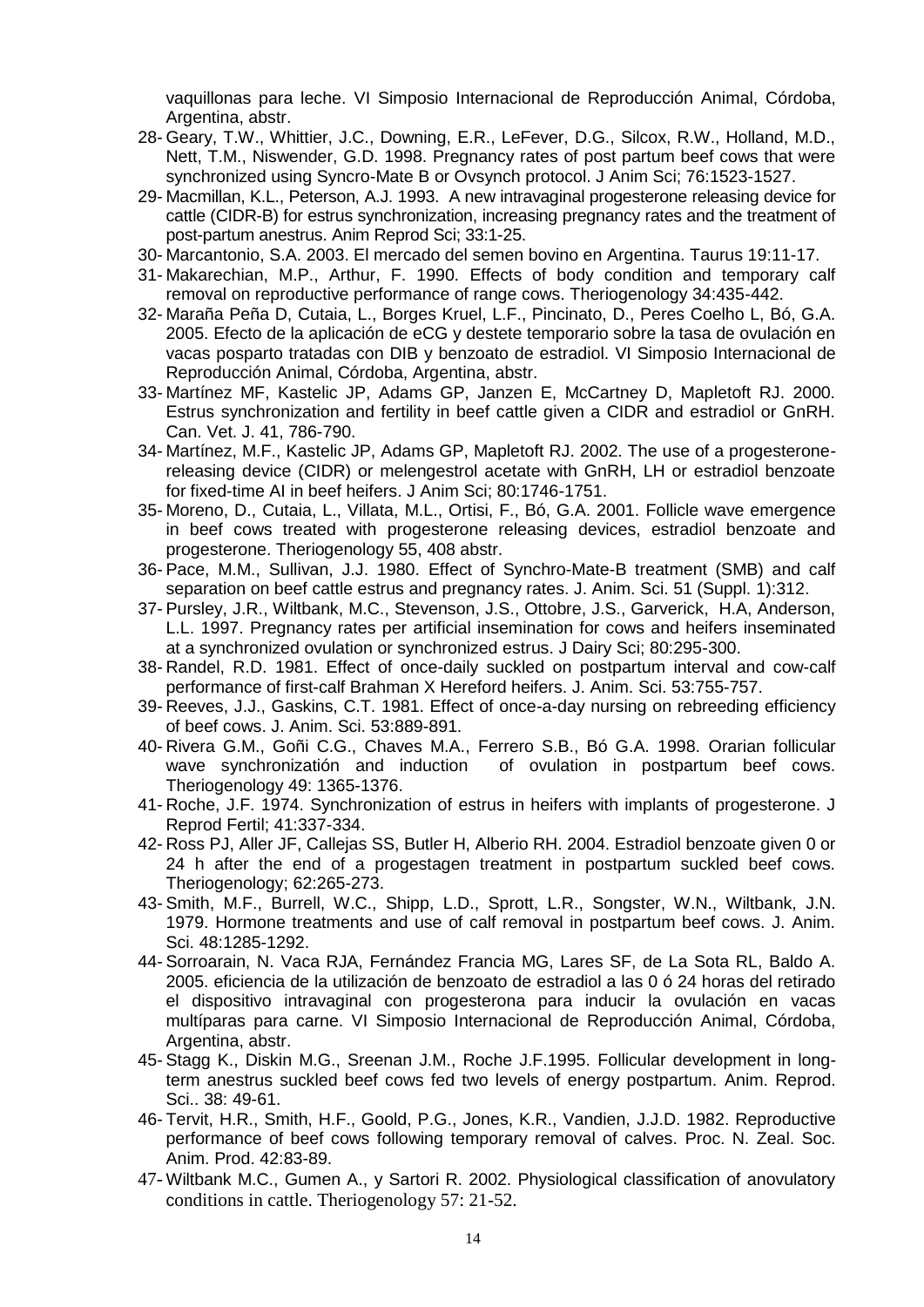vaquillonas para leche. VI Simposio Internacional de Reproducción Animal, Córdoba, Argentina, abstr.

28- Geary, T.W., Whittier, J.C., Downing, E.R., LeFever, D.G., Silcox, R.W., Holland, M.D., Nett, T.M., Niswender, G.D. 1998. Pregnancy rates of post partum beef cows that were synchronized using Syncro-Mate B or Ovsynch protocol. J Anim Sci; 76:1523-1527.
29- Macmillan, K.L., Peterson, A.J. 1993. A new intravaginal progesterone releasing device for cattle (CIDR-B) for estrus synchronization, increasing pregnancy rates and the treatment of post-partum anestrus. Anim Reprod Sci; 33:1-25.
30- Marcantonio, S.A. 2003. El mercado del semen bovino en Argentina. Taurus 19:11-17.
31- Makarechian, M.P., Arthur, F. 1990. Effects of body condition and temporary calf removal on reproductive performance of range cows. Theriogenology 34:435-442.
32- Maraña Peña D, Cutaia, L., Borges Kruel, L.F., Pincinato, D., Peres Coelho L, Bó, G.A. 2005. Efecto de la aplicación de eCG y destete temporario sobre la tasa de ovulación en vacas posparto tratadas con DIB y benzoato de estradiol. VI Simposio Internacional de Reproducción Animal, Córdoba, Argentina, abstr.
33- Martínez MF, Kastelic JP, Adams GP, Janzen E, McCartney D, Mapletoft RJ. 2000. Estrus synchronization and fertility in beef cattle given a CIDR and estradiol or GnRH. Can. Vet. J. 41, 786-790.
34- Martínez, M.F., Kastelic JP, Adams GP, Mapletoft RJ. 2002. The use of a progesterone-releasing device (CIDR) or melengestrol acetate with GnRH, LH or estradiol benzoate for fixed-time AI in beef heifers. J Anim Sci; 80:1746-1751.
35- Moreno, D., Cutaia, L., Villata, M.L., Ortisi, F., Bó, G.A. 2001. Follicle wave emergence in beef cows treated with progesterone releasing devices, estradiol benzoate and progesterone. Theriogenology 55, 408 abstr.
36- Pace, M.M., Sullivan, J.J. 1980. Effect of Synchro-Mate-B treatment (SMB) and calf separation on beef cattle estrus and pregnancy rates. J. Anim. Sci. 51 (Suppl. 1):312.
37- Pursley, J.R., Wiltbank, M.C., Stevenson, J.S., Ottobre, J.S., Garverick, H.A, Anderson, L.L. 1997. Pregnancy rates per artificial insemination for cows and heifers inseminated at a synchronized ovulation or synchronized estrus. J Dairy Sci; 80:295-300.
38- Randel, R.D. 1981. Effect of once-daily suckled on postpartum interval and cow-calf performance of first-calf Brahman X Hereford heifers. J. Anim. Sci. 53:755-757.
39- Reeves, J.J., Gaskins, C.T. 1981. Effect of once-a-day nursing on rebreeding efficiency of beef cows. J. Anim. Sci. 53:889-891.
40- Rivera G.M., Goñi C.G., Chaves M.A., Ferrero S.B., Bó G.A. 1998. Orarian follicular wave synchronizatión and induction of ovulation in postpartum beef cows. Theriogenology 49: 1365-1376.
41- Roche, J.F. 1974. Synchronization of estrus in heifers with implants of progesterone. J Reprod Fertil; 41:337-334.
42- Ross PJ, Aller JF, Callejas SS, Butler H, Alberio RH. 2004. Estradiol benzoate given 0 or 24 h after the end of a progestagen treatment in postpartum suckled beef cows. Theriogenology; 62:265-273.
43- Smith, M.F., Burrell, W.C., Shipp, L.D., Sprott, L.R., Songster, W.N., Wiltbank, J.N. 1979. Hormone treatments and use of calf removal in postpartum beef cows. J. Anim. Sci. 48:1285-1292.
44- Sorroarain, N. Vaca RJA, Fernández Francia MG, Lares SF, de La Sota RL, Baldo A. 2005. eficiencia de la utilización de benzoato de estradiol a las 0 ó 24 horas del retirado el dispositivo intravaginal con progesterona para inducir la ovulación en vacas multíparas para carne. VI Simposio Internacional de Reproducción Animal, Córdoba, Argentina, abstr.
45- Stagg K., Diskin M.G., Sreenan J.M., Roche J.F.1995. Follicular development in long-term anestrus suckled beef cows fed two levels of energy postpartum. Anim. Reprod. Sci.. 38: 49-61.
46- Tervit, H.R., Smith, H.F., Goold, P.G., Jones, K.R., Vandien, J.J.D. 1982. Reproductive performance of beef cows following temporary removal of calves. Proc. N. Zeal. Soc. Anim. Prod. 42:83-89.
47- Wiltbank M.C., Gumen A., y Sartori R. 2002. Physiological classification of anovulatory conditions in cattle. Theriogenology 57: 21-52.